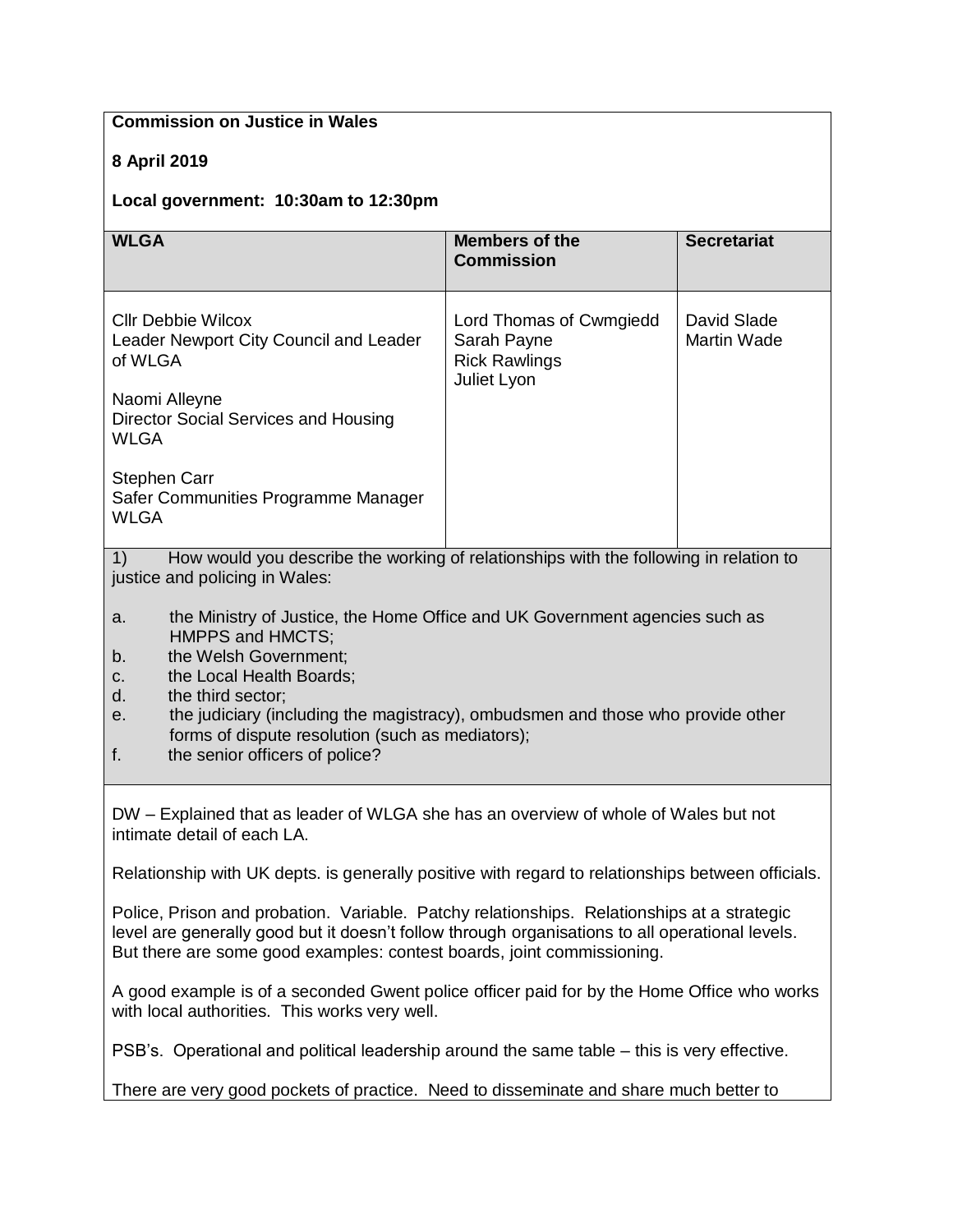**Commission on Justice in Wales**

**8 April 2019**

**Local government: 10:30am to 12:30pm**

| WLGA | Members of the Commission | Secretariat |
|---|---|---|
| Cllr Debbie Wilcox<br>Leader Newport City Council and Leader of WLGA<br><br>Naomi Alleyne<br>Director Social Services and Housing WLGA<br><br>Stephen Carr<br>Safer Communities Programme Manager WLGA | Lord Thomas of Cwmgiedd<br>Sarah Payne<br>Rick Rawlings<br>Juliet Lyon | David Slade<br>Martin Wade |

1) How would you describe the working of relationships with the following in relation to justice and policing in Wales:

a. the Ministry of Justice, the Home Office and UK Government agencies such as HMPPS and HMCTS;
b. the Welsh Government;
c. the Local Health Boards;
d. the third sector;
e. the judiciary (including the magistracy), ombudsmen and those who provide other forms of dispute resolution (such as mediators);
f. the senior officers of police?

DW – Explained that as leader of WLGA she has an overview of whole of Wales but not intimate detail of each LA.

Relationship with UK depts. is generally positive with regard to relationships between officials.

Police, Prison and probation. Variable. Patchy relationships. Relationships at a strategic level are generally good but it doesn't follow through organisations to all operational levels. But there are some good examples: contest boards, joint commissioning.

A good example is of a seconded Gwent police officer paid for by the Home Office who works with local authorities. This works very well.

PSB's. Operational and political leadership around the same table – this is very effective.

There are very good pockets of practice. Need to disseminate and share much better to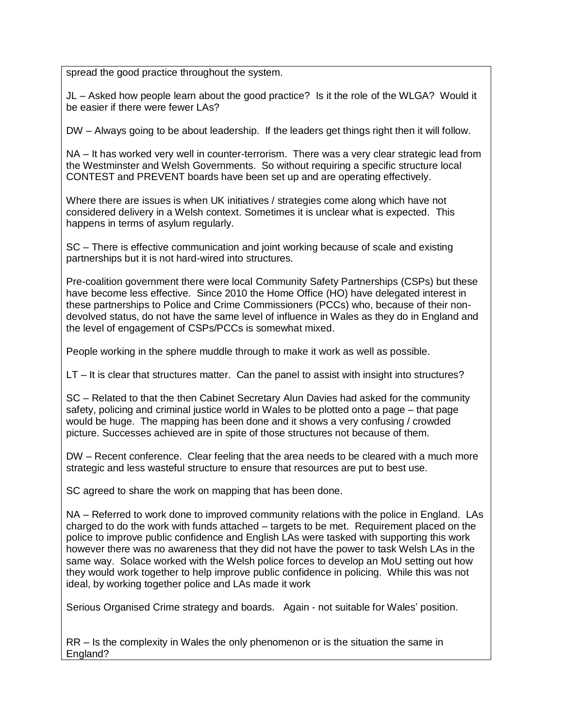spread the good practice throughout the system.

JL – Asked how people learn about the good practice? Is it the role of the WLGA? Would it be easier if there were fewer LAs?

DW – Always going to be about leadership. If the leaders get things right then it will follow.

NA – It has worked very well in counter-terrorism. There was a very clear strategic lead from the Westminster and Welsh Governments. So without requiring a specific structure local CONTEST and PREVENT boards have been set up and are operating effectively.

Where there are issues is when UK initiatives / strategies come along which have not considered delivery in a Welsh context. Sometimes it is unclear what is expected. This happens in terms of asylum regularly.

SC – There is effective communication and joint working because of scale and existing partnerships but it is not hard-wired into structures.

Pre-coalition government there were local Community Safety Partnerships (CSPs) but these have become less effective. Since 2010 the Home Office (HO) have delegated interest in these partnerships to Police and Crime Commissioners (PCCs) who, because of their non-devolved status, do not have the same level of influence in Wales as they do in England and the level of engagement of CSPs/PCCs is somewhat mixed.

People working in the sphere muddle through to make it work as well as possible.

LT – It is clear that structures matter. Can the panel to assist with insight into structures?

SC – Related to that the then Cabinet Secretary Alun Davies had asked for the community safety, policing and criminal justice world in Wales to be plotted onto a page – that page would be huge. The mapping has been done and it shows a very confusing / crowded picture. Successes achieved are in spite of those structures not because of them.

DW – Recent conference. Clear feeling that the area needs to be cleared with a much more strategic and less wasteful structure to ensure that resources are put to best use.

SC agreed to share the work on mapping that has been done.

NA – Referred to work done to improved community relations with the police in England. LAs charged to do the work with funds attached – targets to be met. Requirement placed on the police to improve public confidence and English LAs were tasked with supporting this work however there was no awareness that they did not have the power to task Welsh LAs in the same way. Solace worked with the Welsh police forces to develop an MoU setting out how they would work together to help improve public confidence in policing. While this was not ideal, by working together police and LAs made it work

Serious Organised Crime strategy and boards. Again - not suitable for Wales' position.

RR – Is the complexity in Wales the only phenomenon or is the situation the same in England?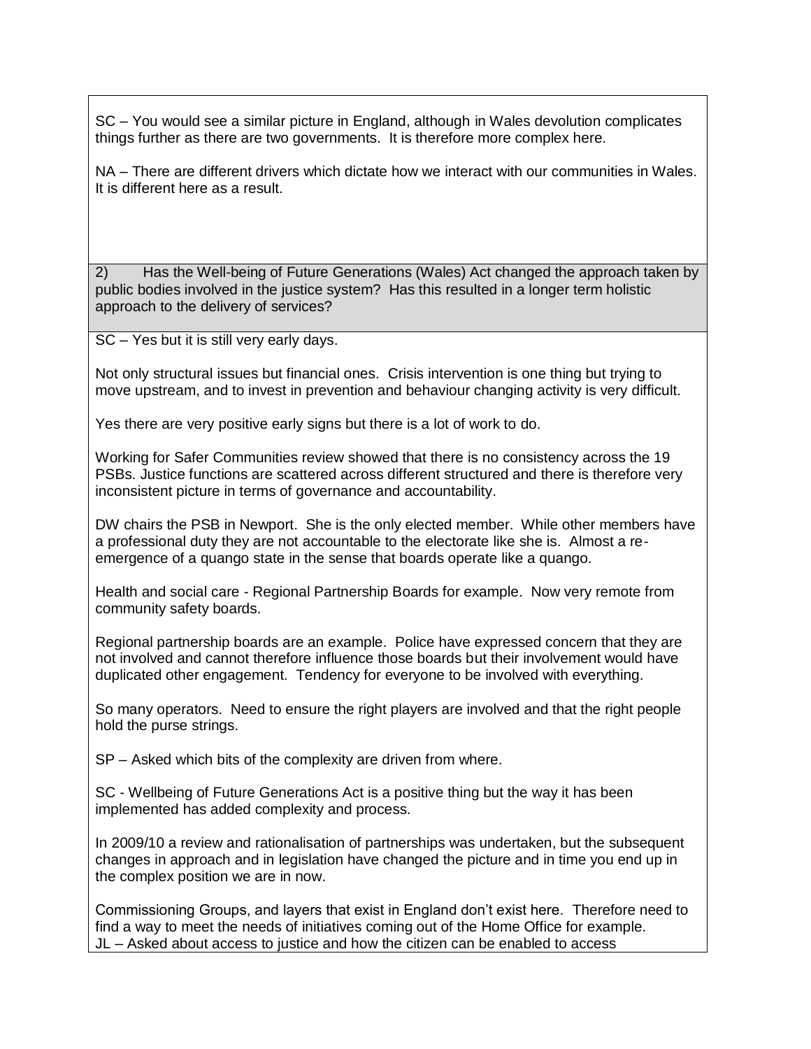SC – You would see a similar picture in England, although in Wales devolution complicates things further as there are two governments. It is therefore more complex here.

NA – There are different drivers which dictate how we interact with our communities in Wales. It is different here as a result.

2) Has the Well-being of Future Generations (Wales) Act changed the approach taken by public bodies involved in the justice system? Has this resulted in a longer term holistic approach to the delivery of services?

SC – Yes but it is still very early days.

Not only structural issues but financial ones. Crisis intervention is one thing but trying to move upstream, and to invest in prevention and behaviour changing activity is very difficult.

Yes there are very positive early signs but there is a lot of work to do.

Working for Safer Communities review showed that there is no consistency across the 19 PSBs. Justice functions are scattered across different structured and there is therefore very inconsistent picture in terms of governance and accountability.

DW chairs the PSB in Newport. She is the only elected member. While other members have a professional duty they are not accountable to the electorate like she is. Almost a re-emergence of a quango state in the sense that boards operate like a quango.

Health and social care - Regional Partnership Boards for example. Now very remote from community safety boards.

Regional partnership boards are an example. Police have expressed concern that they are not involved and cannot therefore influence those boards but their involvement would have duplicated other engagement. Tendency for everyone to be involved with everything.

So many operators. Need to ensure the right players are involved and that the right people hold the purse strings.

SP – Asked which bits of the complexity are driven from where.

SC - Wellbeing of Future Generations Act is a positive thing but the way it has been implemented has added complexity and process.

In 2009/10 a review and rationalisation of partnerships was undertaken, but the subsequent changes in approach and in legislation have changed the picture and in time you end up in the complex position we are in now.

Commissioning Groups, and layers that exist in England don't exist here. Therefore need to find a way to meet the needs of initiatives coming out of the Home Office for example.
JL – Asked about access to justice and how the citizen can be enabled to access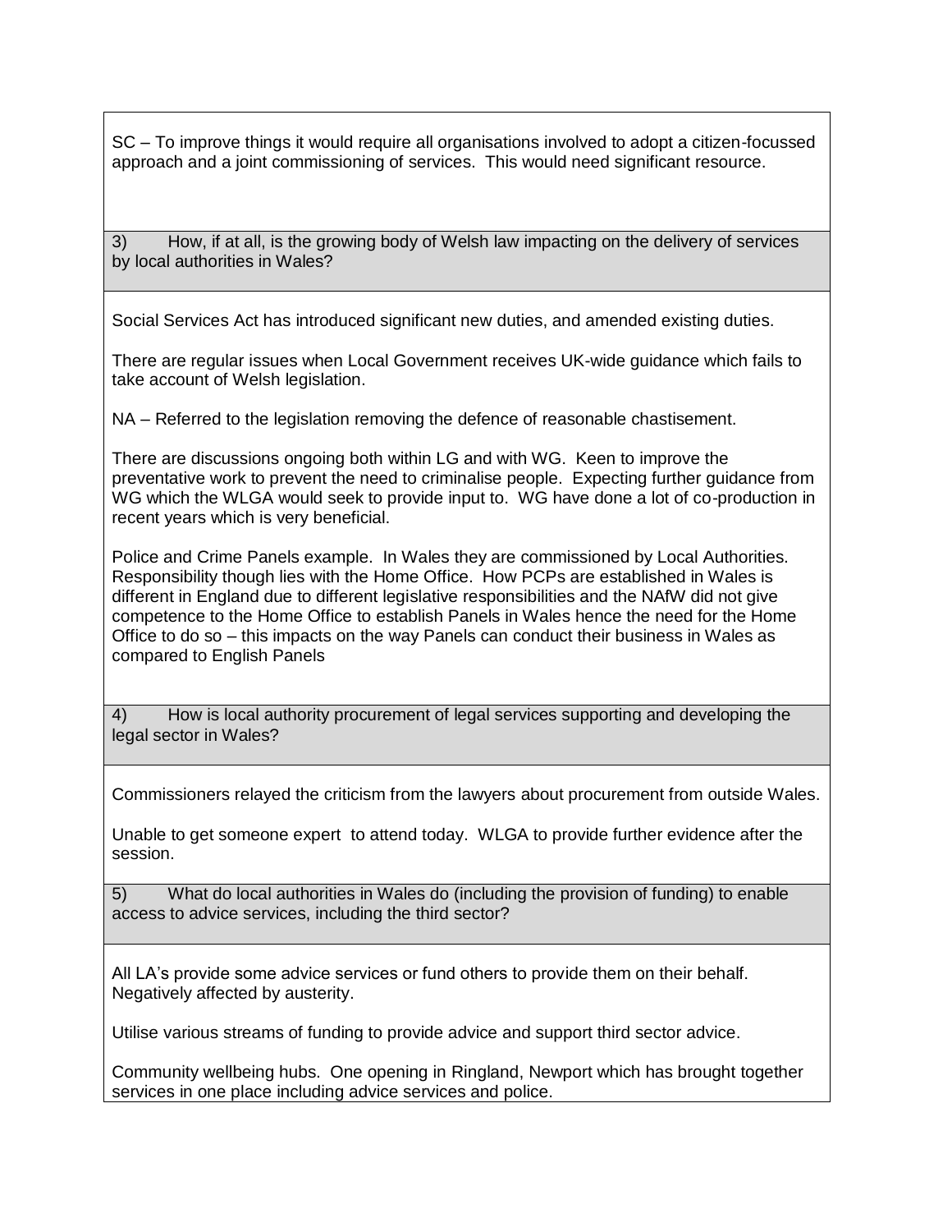SC – To improve things it would require all organisations involved to adopt a citizen-focussed approach and a joint commissioning of services. This would need significant resource.

**3) How, if at all, is the growing body of Welsh law impacting on the delivery of services by local authorities in Wales?**

Social Services Act has introduced significant new duties, and amended existing duties.

There are regular issues when Local Government receives UK-wide guidance which fails to take account of Welsh legislation.

NA – Referred to the legislation removing the defence of reasonable chastisement.

There are discussions ongoing both within LG and with WG. Keen to improve the preventative work to prevent the need to criminalise people. Expecting further guidance from WG which the WLGA would seek to provide input to. WG have done a lot of co-production in recent years which is very beneficial.

Police and Crime Panels example. In Wales they are commissioned by Local Authorities. Responsibility though lies with the Home Office. How PCPs are established in Wales is different in England due to different legislative responsibilities and the NAfW did not give competence to the Home Office to establish Panels in Wales hence the need for the Home Office to do so – this impacts on the way Panels can conduct their business in Wales as compared to English Panels

**4) How is local authority procurement of legal services supporting and developing the legal sector in Wales?**

Commissioners relayed the criticism from the lawyers about procurement from outside Wales.

Unable to get someone expert to attend today. WLGA to provide further evidence after the session.

**5) What do local authorities in Wales do (including the provision of funding) to enable access to advice services, including the third sector?**

All LA's provide some advice services or fund others to provide them on their behalf. Negatively affected by austerity.

Utilise various streams of funding to provide advice and support third sector advice.

Community wellbeing hubs. One opening in Ringland, Newport which has brought together services in one place including advice services and police.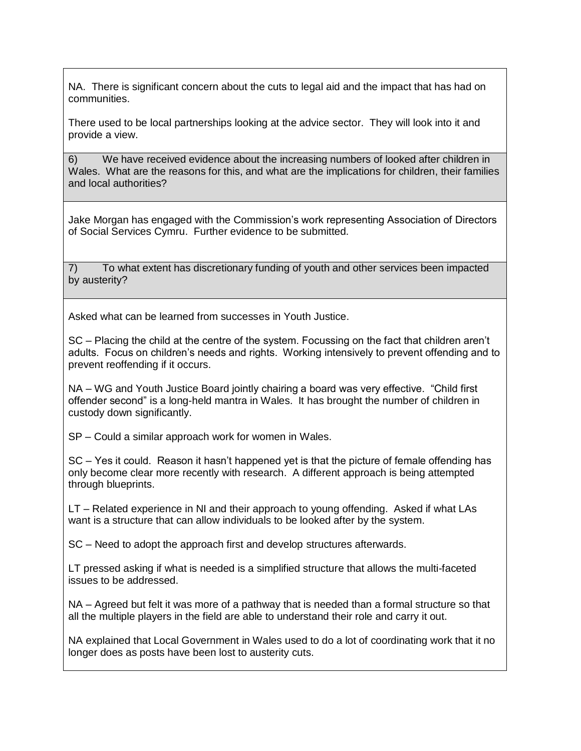NA. There is significant concern about the cuts to legal aid and the impact that has had on communities.

There used to be local partnerships looking at the advice sector. They will look into it and provide a view.

6) We have received evidence about the increasing numbers of looked after children in Wales. What are the reasons for this, and what are the implications for children, their families and local authorities?

Jake Morgan has engaged with the Commission's work representing Association of Directors of Social Services Cymru. Further evidence to be submitted.

7) To what extent has discretionary funding of youth and other services been impacted by austerity?

Asked what can be learned from successes in Youth Justice.

SC – Placing the child at the centre of the system. Focussing on the fact that children aren't adults. Focus on children's needs and rights. Working intensively to prevent offending and to prevent reoffending if it occurs.

NA – WG and Youth Justice Board jointly chairing a board was very effective. "Child first offender second" is a long-held mantra in Wales. It has brought the number of children in custody down significantly.

SP – Could a similar approach work for women in Wales.

SC – Yes it could. Reason it hasn't happened yet is that the picture of female offending has only become clear more recently with research. A different approach is being attempted through blueprints.

LT – Related experience in NI and their approach to young offending. Asked if what LAs want is a structure that can allow individuals to be looked after by the system.

SC – Need to adopt the approach first and develop structures afterwards.

LT pressed asking if what is needed is a simplified structure that allows the multi-faceted issues to be addressed.

NA – Agreed but felt it was more of a pathway that is needed than a formal structure so that all the multiple players in the field are able to understand their role and carry it out.

NA explained that Local Government in Wales used to do a lot of coordinating work that it no longer does as posts have been lost to austerity cuts.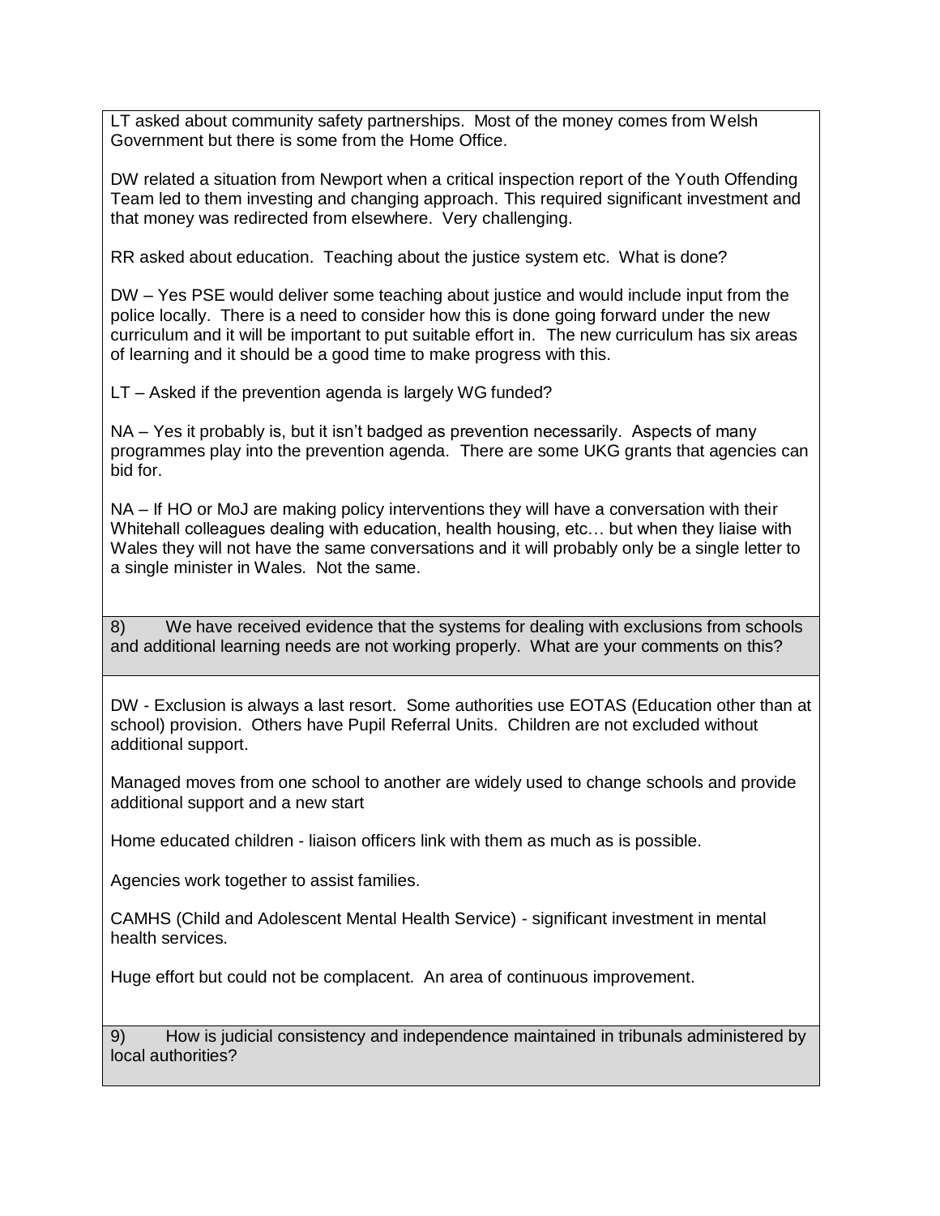LT asked about community safety partnerships. Most of the money comes from Welsh Government but there is some from the Home Office.

DW related a situation from Newport when a critical inspection report of the Youth Offending Team led to them investing and changing approach. This required significant investment and that money was redirected from elsewhere. Very challenging.

RR asked about education. Teaching about the justice system etc. What is done?

DW – Yes PSE would deliver some teaching about justice and would include input from the police locally. There is a need to consider how this is done going forward under the new curriculum and it will be important to put suitable effort in. The new curriculum has six areas of learning and it should be a good time to make progress with this.

LT – Asked if the prevention agenda is largely WG funded?

NA – Yes it probably is, but it isn't badged as prevention necessarily. Aspects of many programmes play into the prevention agenda. There are some UKG grants that agencies can bid for.

NA – If HO or MoJ are making policy interventions they will have a conversation with their Whitehall colleagues dealing with education, health housing, etc… but when they liaise with Wales they will not have the same conversations and it will probably only be a single letter to a single minister in Wales. Not the same.

**8) We have received evidence that the systems for dealing with exclusions from schools and additional learning needs are not working properly. What are your comments on this?**

DW - Exclusion is always a last resort. Some authorities use EOTAS (Education other than at school) provision. Others have Pupil Referral Units. Children are not excluded without additional support.

Managed moves from one school to another are widely used to change schools and provide additional support and a new start

Home educated children - liaison officers link with them as much as is possible.

Agencies work together to assist families.

CAMHS (Child and Adolescent Mental Health Service) - significant investment in mental health services.

Huge effort but could not be complacent. An area of continuous improvement.

**9) How is judicial consistency and independence maintained in tribunals administered by local authorities?**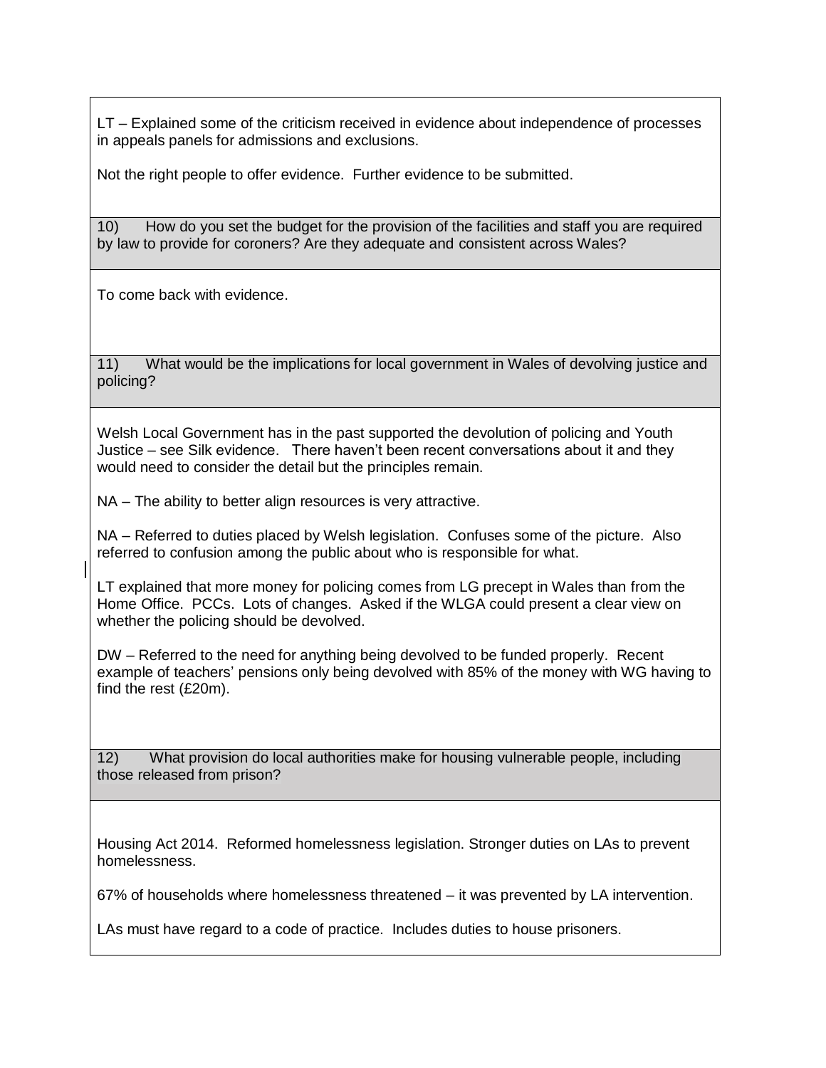LT – Explained some of the criticism received in evidence about independence of processes in appeals panels for admissions and exclusions.

Not the right people to offer evidence. Further evidence to be submitted.

**10) How do you set the budget for the provision of the facilities and staff you are required by law to provide for coroners? Are they adequate and consistent across Wales?**

To come back with evidence.

**11) What would be the implications for local government in Wales of devolving justice and policing?**

Welsh Local Government has in the past supported the devolution of policing and Youth Justice – see Silk evidence. There haven't been recent conversations about it and they would need to consider the detail but the principles remain.

NA – The ability to better align resources is very attractive.

NA – Referred to duties placed by Welsh legislation. Confuses some of the picture. Also referred to confusion among the public about who is responsible for what.

LT explained that more money for policing comes from LG precept in Wales than from the Home Office. PCCs. Lots of changes. Asked if the WLGA could present a clear view on whether the policing should be devolved.

DW – Referred to the need for anything being devolved to be funded properly. Recent example of teachers' pensions only being devolved with 85% of the money with WG having to find the rest (£20m).

**12) What provision do local authorities make for housing vulnerable people, including those released from prison?**

Housing Act 2014. Reformed homelessness legislation. Stronger duties on LAs to prevent homelessness.

67% of households where homelessness threatened – it was prevented by LA intervention.

LAs must have regard to a code of practice. Includes duties to house prisoners.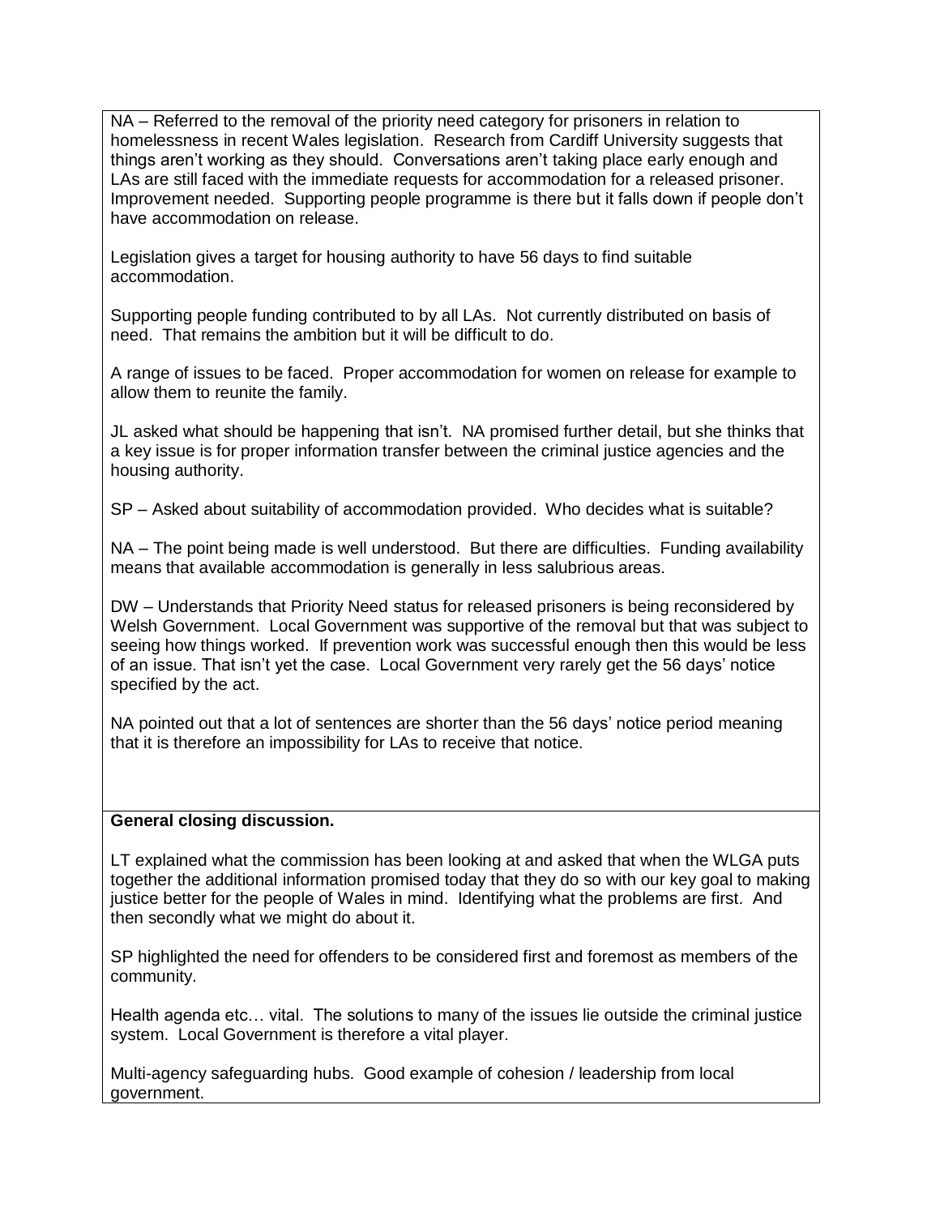NA – Referred to the removal of the priority need category for prisoners in relation to homelessness in recent Wales legislation. Research from Cardiff University suggests that things aren't working as they should. Conversations aren't taking place early enough and LAs are still faced with the immediate requests for accommodation for a released prisoner. Improvement needed. Supporting people programme is there but it falls down if people don't have accommodation on release.

Legislation gives a target for housing authority to have 56 days to find suitable accommodation.

Supporting people funding contributed to by all LAs. Not currently distributed on basis of need. That remains the ambition but it will be difficult to do.

A range of issues to be faced. Proper accommodation for women on release for example to allow them to reunite the family.

JL asked what should be happening that isn't. NA promised further detail, but she thinks that a key issue is for proper information transfer between the criminal justice agencies and the housing authority.

SP – Asked about suitability of accommodation provided. Who decides what is suitable?

NA – The point being made is well understood. But there are difficulties. Funding availability means that available accommodation is generally in less salubrious areas.

DW – Understands that Priority Need status for released prisoners is being reconsidered by Welsh Government. Local Government was supportive of the removal but that was subject to seeing how things worked. If prevention work was successful enough then this would be less of an issue. That isn't yet the case. Local Government very rarely get the 56 days' notice specified by the act.

NA pointed out that a lot of sentences are shorter than the 56 days' notice period meaning that it is therefore an impossibility for LAs to receive that notice.

**General closing discussion.**

LT explained what the commission has been looking at and asked that when the WLGA puts together the additional information promised today that they do so with our key goal to making justice better for the people of Wales in mind. Identifying what the problems are first. And then secondly what we might do about it.

SP highlighted the need for offenders to be considered first and foremost as members of the community.

Health agenda etc… vital. The solutions to many of the issues lie outside the criminal justice system. Local Government is therefore a vital player.

Multi-agency safeguarding hubs. Good example of cohesion / leadership from local government.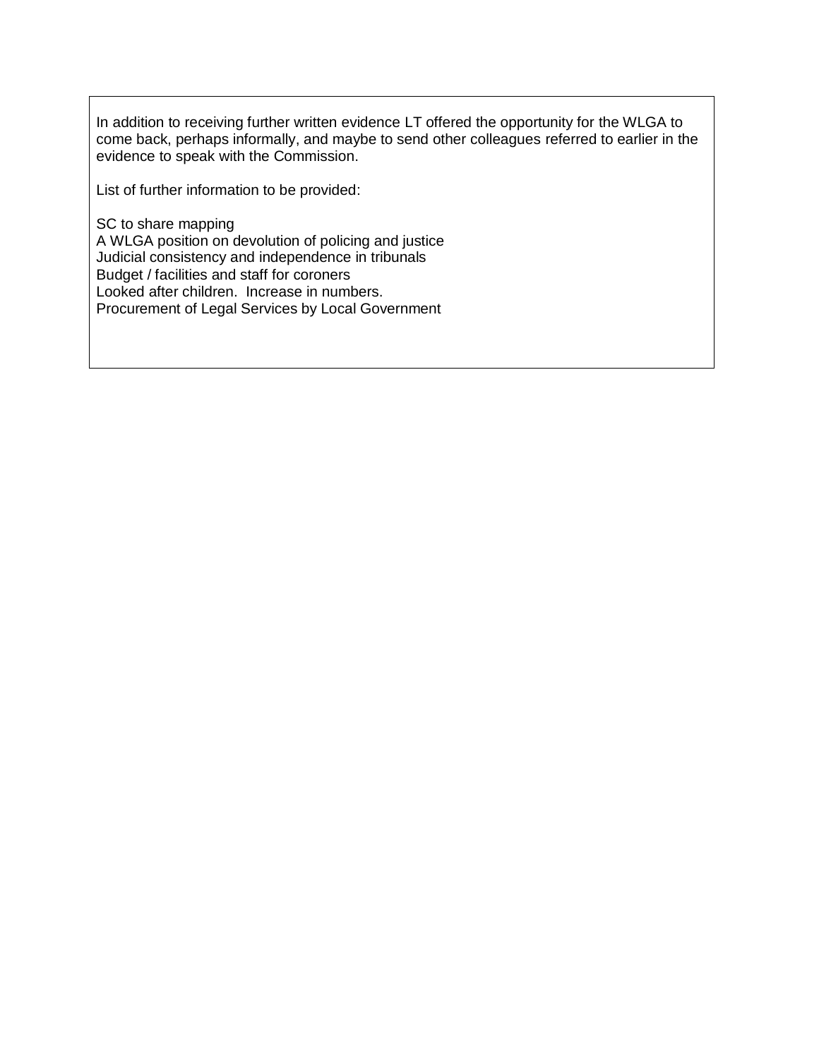In addition to receiving further written evidence LT offered the opportunity for the WLGA to come back, perhaps informally, and maybe to send other colleagues referred to earlier in the evidence to speak with the Commission.

List of further information to be provided:

SC to share mapping
A WLGA position on devolution of policing and justice
Judicial consistency and independence in tribunals
Budget / facilities and staff for coroners
Looked after children. Increase in numbers.
Procurement of Legal Services by Local Government